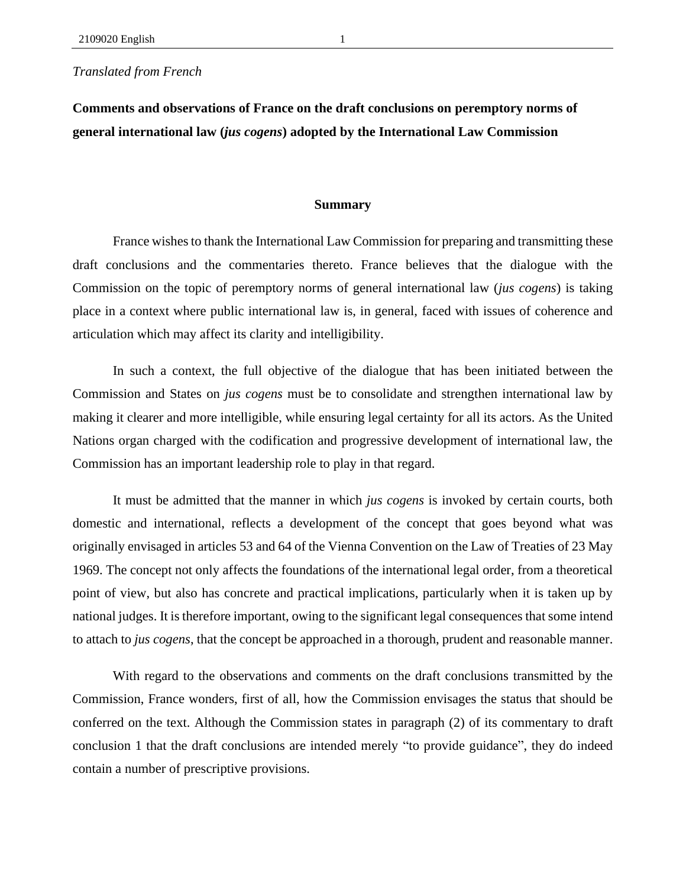*Translated from French*

# Comments and observations of France on the draft conclusions on peremptory norms of general international law (*jus cogens*) adopted by the International Law Commission

## Summary

France wishes to thank the International Law Commission for preparing and transmitting these draft conclusions and the commentaries thereto. France believes that the dialogue with the Commission on the topic of peremptory norms of general international law (*jus cogens*) is taking place in a context where public international law is, in general, faced with issues of coherence and articulation which may affect its clarity and intelligibility.

In such a context, the full objective of the dialogue that has been initiated between the Commission and States on *jus cogens* must be to consolidate and strengthen international law by making it clearer and more intelligible, while ensuring legal certainty for all its actors. As the United Nations organ charged with the codification and progressive development of international law, the Commission has an important leadership role to play in that regard.

It must be admitted that the manner in which *jus cogens* is invoked by certain courts, both domestic and international, reflects a development of the concept that goes beyond what was originally envisaged in articles 53 and 64 of the Vienna Convention on the Law of Treaties of 23 May 1969. The concept not only affects the foundations of the international legal order, from a theoretical point of view, but also has concrete and practical implications, particularly when it is taken up by national judges. It is therefore important, owing to the significant legal consequences that some intend to attach to *jus cogens*, that the concept be approached in a thorough, prudent and reasonable manner.

With regard to the observations and comments on the draft conclusions transmitted by the Commission, France wonders, first of all, how the Commission envisages the status that should be conferred on the text. Although the Commission states in paragraph (2) of its commentary to draft conclusion 1 that the draft conclusions are intended merely "to provide guidance", they do indeed contain a number of prescriptive provisions.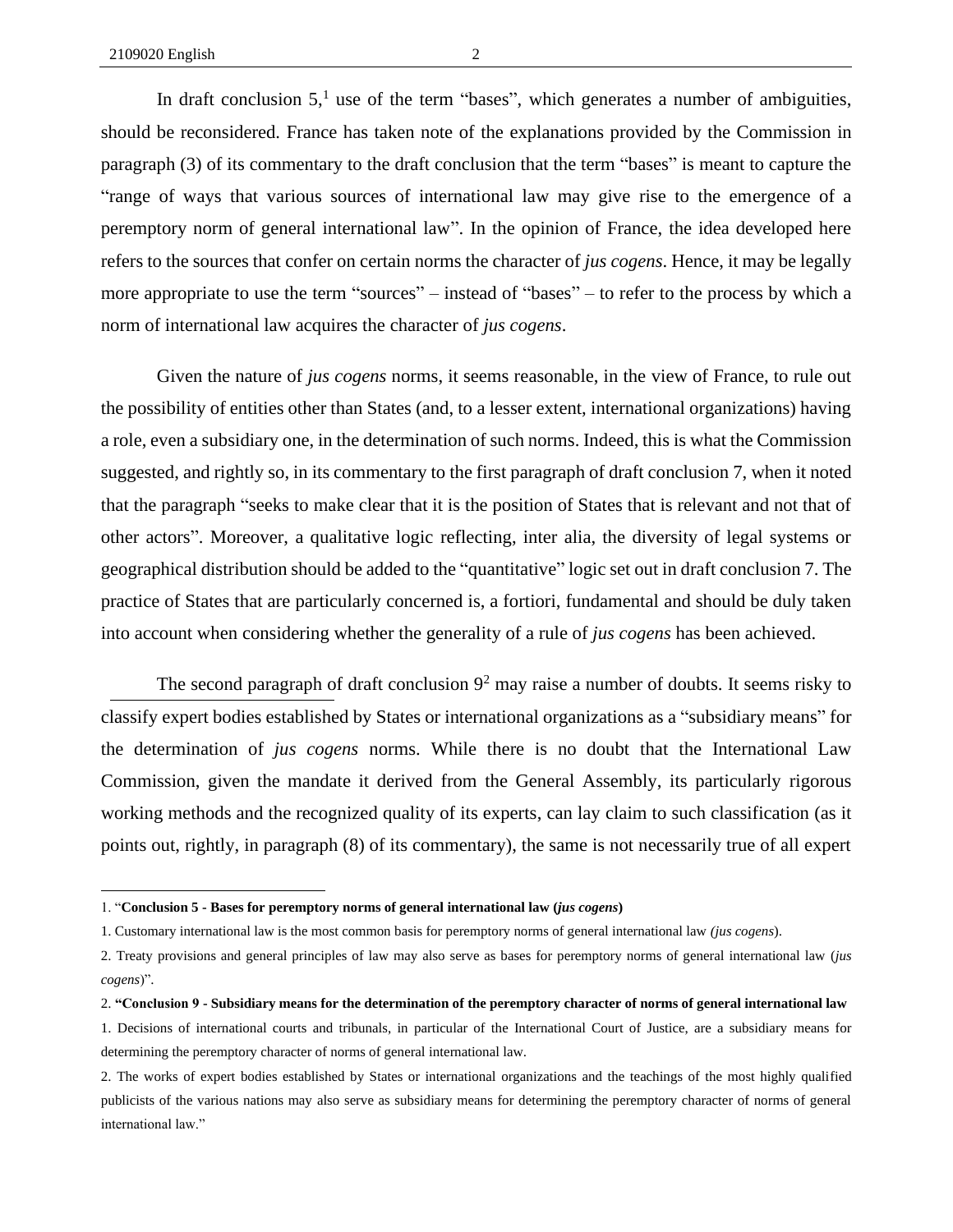In draft conclusion 5,[1] use of the term "bases", which generates a number of ambiguities, should be reconsidered. France has taken note of the explanations provided by the Commission in paragraph (3) of its commentary to the draft conclusion that the term "bases" is meant to capture the "range of ways that various sources of international law may give rise to the emergence of a peremptory norm of general international law". In the opinion of France, the idea developed here refers to the sources that confer on certain norms the character of *jus cogens*. Hence, it may be legally more appropriate to use the term "sources" – instead of "bases" – to refer to the process by which a norm of international law acquires the character of *jus cogens*.

Given the nature of *jus cogens* norms, it seems reasonable, in the view of France, to rule out the possibility of entities other than States (and, to a lesser extent, international organizations) having a role, even a subsidiary one, in the determination of such norms. Indeed, this is what the Commission suggested, and rightly so, in its commentary to the first paragraph of draft conclusion 7, when it noted that the paragraph "seeks to make clear that it is the position of States that is relevant and not that of other actors". Moreover, a qualitative logic reflecting, inter alia, the diversity of legal systems or geographical distribution should be added to the "quantitative" logic set out in draft conclusion 7. The practice of States that are particularly concerned is, a fortiori, fundamental and should be duly taken into account when considering whether the generality of a rule of *jus cogens* has been achieved.

The second paragraph of draft conclusion 9[2] may raise a number of doubts. It seems risky to classify expert bodies established by States or international organizations as a "subsidiary means" for the determination of *jus cogens* norms. While there is no doubt that the International Law Commission, given the mandate it derived from the General Assembly, its particularly rigorous working methods and the recognized quality of its experts, can lay claim to such classification (as it points out, rightly, in paragraph (8) of its commentary), the same is not necessarily true of all expert

---

1. "**Conclusion 5 - Bases for peremptory norms of general international law (*jus cogens*)**

1. Customary international law is the most common basis for peremptory norms of general international law *(jus cogens*).

2. Treaty provisions and general principles of law may also serve as bases for peremptory norms of general international law (*jus cogens*)".

2. **"Conclusion 9 - Subsidiary means for the determination of the peremptory character of norms of general international law**

1. Decisions of international courts and tribunals, in particular of the International Court of Justice, are a subsidiary means for determining the peremptory character of norms of general international law.

2. The works of expert bodies established by States or international organizations and the teachings of the most highly qualified publicists of the various nations may also serve as subsidiary means for determining the peremptory character of norms of general international law."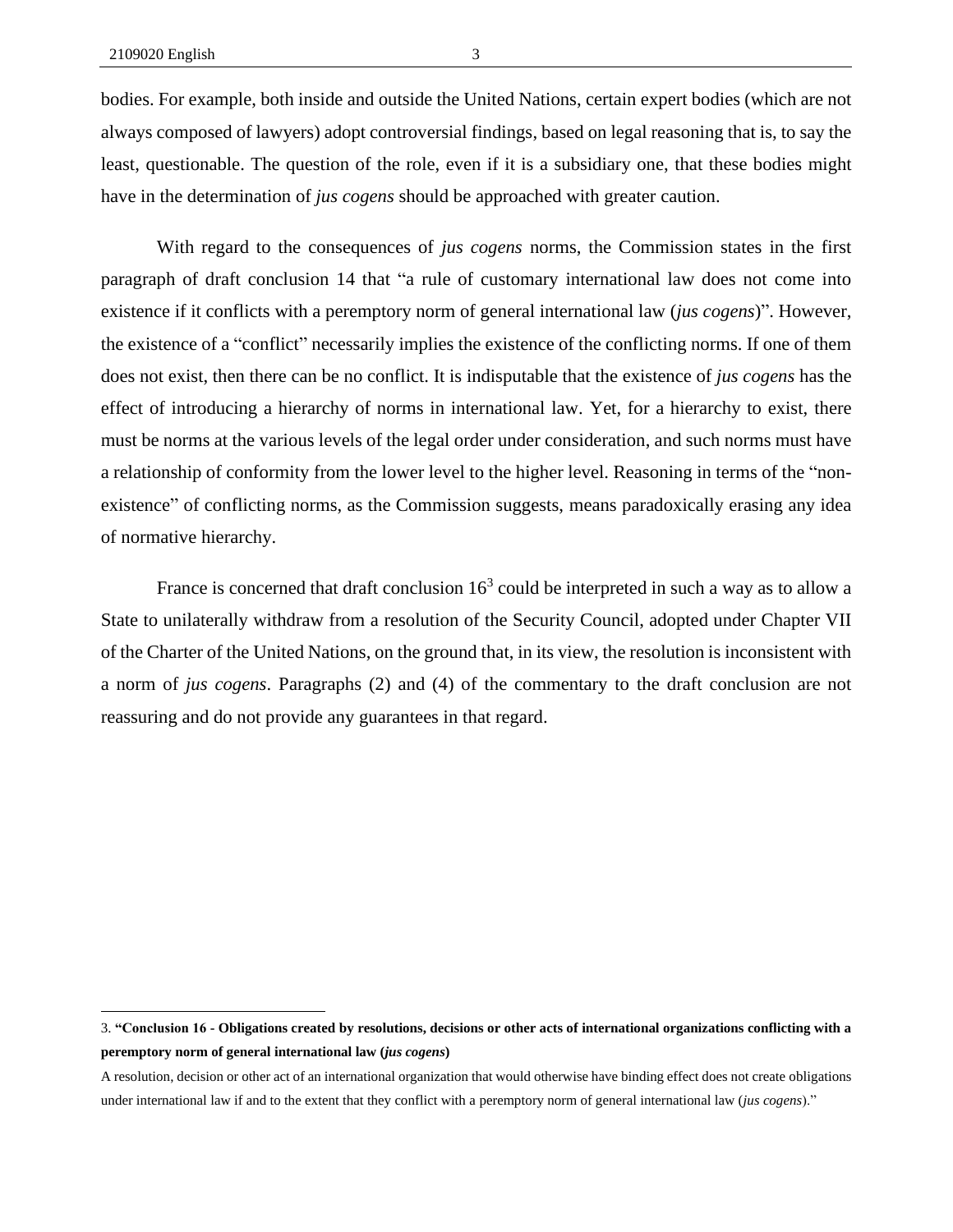bodies. For example, both inside and outside the United Nations, certain expert bodies (which are not always composed of lawyers) adopt controversial findings, based on legal reasoning that is, to say the least, questionable. The question of the role, even if it is a subsidiary one, that these bodies might have in the determination of *jus cogens* should be approached with greater caution.

With regard to the consequences of *jus cogens* norms, the Commission states in the first paragraph of draft conclusion 14 that "a rule of customary international law does not come into existence if it conflicts with a peremptory norm of general international law (*jus cogens*)". However, the existence of a "conflict" necessarily implies the existence of the conflicting norms. If one of them does not exist, then there can be no conflict. It is indisputable that the existence of *jus cogens* has the effect of introducing a hierarchy of norms in international law. Yet, for a hierarchy to exist, there must be norms at the various levels of the legal order under consideration, and such norms must have a relationship of conformity from the lower level to the higher level. Reasoning in terms of the "non-existence" of conflicting norms, as the Commission suggests, means paradoxically erasing any idea of normative hierarchy.

France is concerned that draft conclusion 16[3] could be interpreted in such a way as to allow a State to unilaterally withdraw from a resolution of the Security Council, adopted under Chapter VII of the Charter of the United Nations, on the ground that, in its view, the resolution is inconsistent with a norm of *jus cogens*. Paragraphs (2) and (4) of the commentary to the draft conclusion are not reassuring and do not provide any guarantees in that regard.

---

3. **"Conclusion 16 - Obligations created by resolutions, decisions or other acts of international organizations conflicting with a peremptory norm of general international law (*jus cogens*)**

A resolution, decision or other act of an international organization that would otherwise have binding effect does not create obligations under international law if and to the extent that they conflict with a peremptory norm of general international law (*jus cogens*)."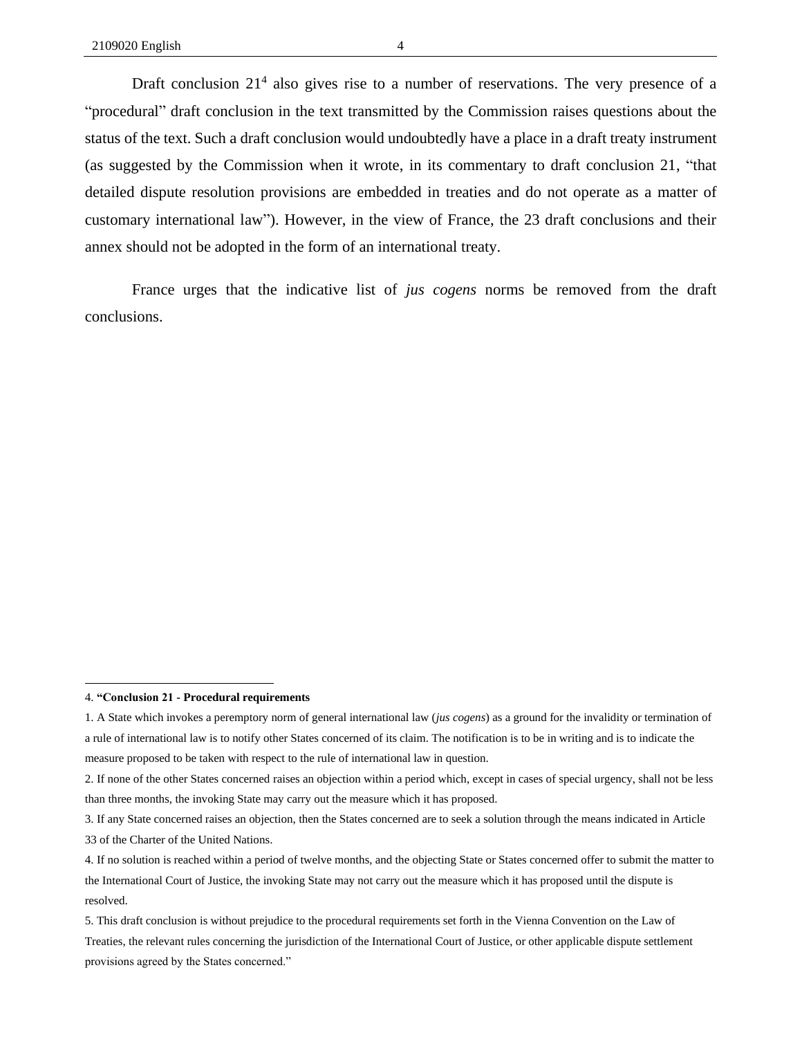Draft conclusion 21[4] also gives rise to a number of reservations. The very presence of a "procedural" draft conclusion in the text transmitted by the Commission raises questions about the status of the text. Such a draft conclusion would undoubtedly have a place in a draft treaty instrument (as suggested by the Commission when it wrote, in its commentary to draft conclusion 21, "that detailed dispute resolution provisions are embedded in treaties and do not operate as a matter of customary international law"). However, in the view of France, the 23 draft conclusions and their annex should not be adopted in the form of an international treaty.

France urges that the indicative list of *jus cogens* norms be removed from the draft conclusions.

---

4. **"Conclusion 21 - Procedural requirements**

1. A State which invokes a peremptory norm of general international law (*jus cogens*) as a ground for the invalidity or termination of a rule of international law is to notify other States concerned of its claim. The notification is to be in writing and is to indicate the measure proposed to be taken with respect to the rule of international law in question.

2. If none of the other States concerned raises an objection within a period which, except in cases of special urgency, shall not be less than three months, the invoking State may carry out the measure which it has proposed.

3. If any State concerned raises an objection, then the States concerned are to seek a solution through the means indicated in Article 33 of the Charter of the United Nations.

4. If no solution is reached within a period of twelve months, and the objecting State or States concerned offer to submit the matter to the International Court of Justice, the invoking State may not carry out the measure which it has proposed until the dispute is resolved.

5. This draft conclusion is without prejudice to the procedural requirements set forth in the Vienna Convention on the Law of Treaties, the relevant rules concerning the jurisdiction of the International Court of Justice, or other applicable dispute settlement provisions agreed by the States concerned."